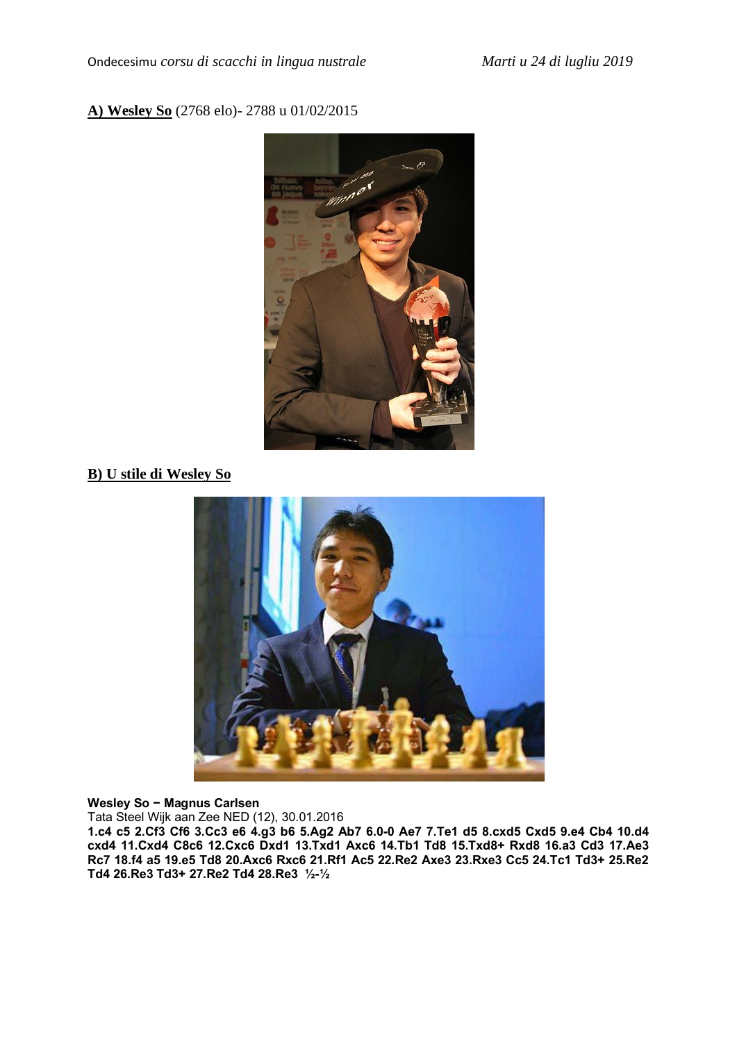**A) Wesley So** (2768 elo)- 2788 u 01/02/2015

**B) U stile di Wesley So**

**Wesley So − Magnus Carlsen**
Tata Steel Wijk aan Zee NED (12), 30.01.2016
**1.c4 c5 2.Cf3 Cf6 3.Cc3 e6 4.g3 b6 5.Ag2 Ab7 6.0-0 Ae7 7.Te1 d5 8.cxd5 Cxd5 9.e4 Cb4 10.d4 cxd4 11.Cxd4 C8c6 12.Cxc6 Dxd1 13.Txd1 Axc6 14.Tb1 Td8 15.Txd8+ Rxd8 16.a3 Cd3 17.Ae3 Rc7 18.f4 a5 19.e5 Td8 20.Axc6 Rxc6 21.Rf1 Ac5 22.Re2 Axe3 23.Rxe3 Cc5 24.Tc1 Td3+ 25.Re2 Td4 26.Re3 Td3+ 27.Re2 Td4 28.Re3 ½-½**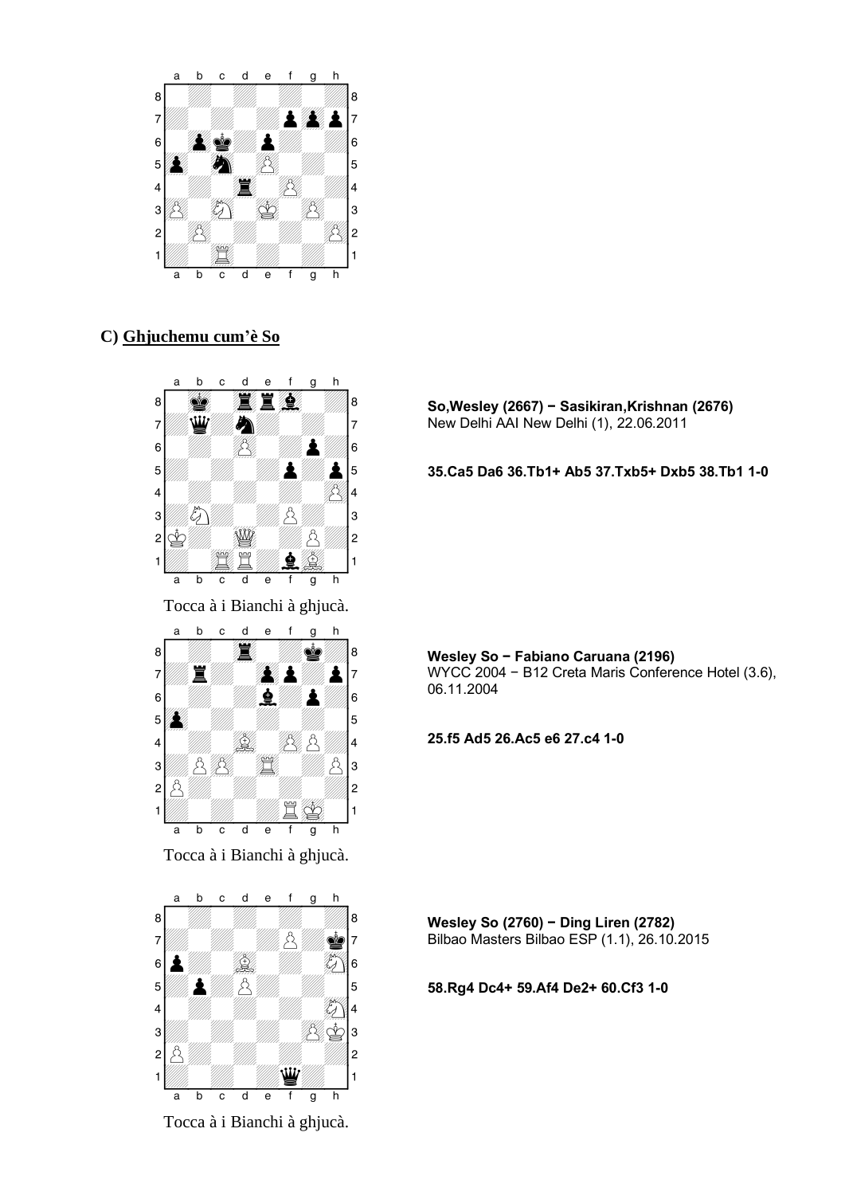## C) Ghjuchemu cum'è So

Tocca à i Bianchi à ghjucà.

**So,Wesley (2667) − Sasikiran,Krishnan (2676)**
New Delhi AAI New Delhi (1), 22.06.2011

**35.Ca5 Da6 36.Tb1+ Ab5 37.Txb5+ Dxb5 38.Tb1 1-0**

Tocca à i Bianchi à ghjucà.

**Wesley So − Fabiano Caruana (2196)**
WYCC 2004 − B12 Creta Maris Conference Hotel (3.6), 06.11.2004

**25.f5 Ad5 26.Ac5 e6 27.c4 1-0**

Tocca à i Bianchi à ghjucà.

**Wesley So (2760) − Ding Liren (2782)**
Bilbao Masters Bilbao ESP (1.1), 26.10.2015

**58.Rg4 Dc4+ 59.Af4 De2+ 60.Cf3 1-0**